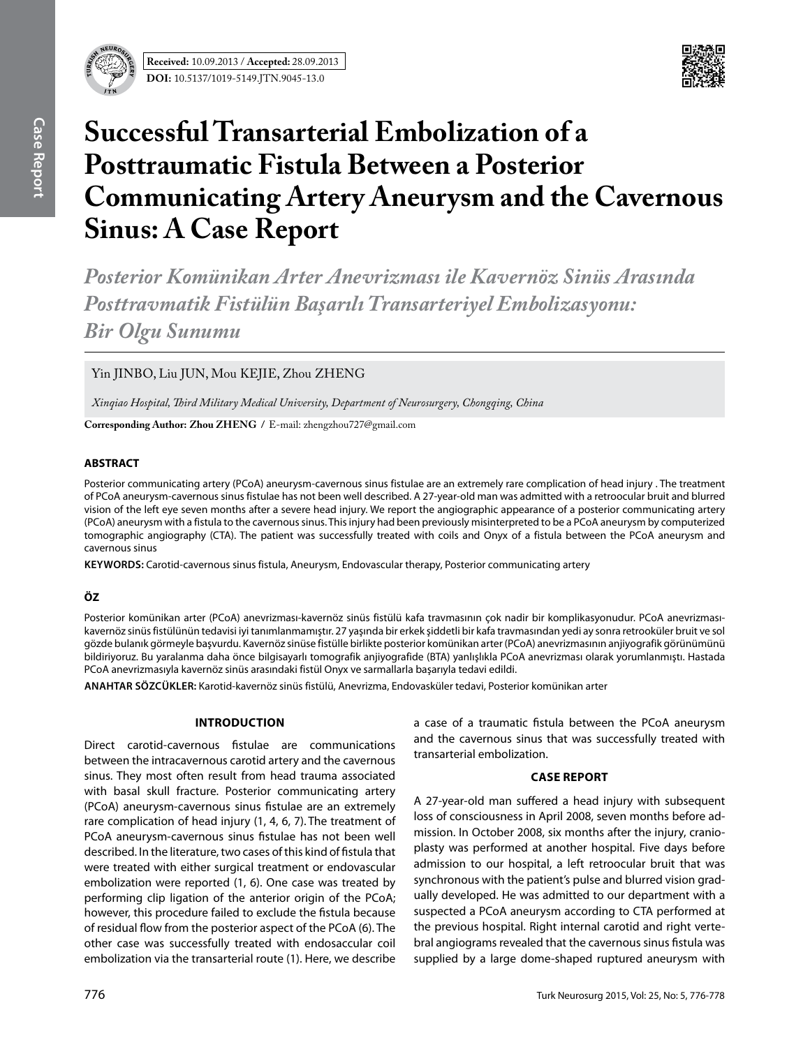Received: 10.09.2013 / Accepted: 28.09.2013

DOI: 10.5137/1019-5149.JTN.9045-13.0

# Successful Transarterial Embolization of a Posttraumatic Fistula Between a Posterior Communicating Artery Aneurysm and the Cavernous Sinus: A Case Report

*Posterior Komünikan Arter Anevrizması ile Kavernöz Sinüs Arasında Posttravmatik Fistülün Başarılı Transarteriyel Embolizasyonu: Bir Olgu Sunumu*

Yin JINBO, Liu JUN, Mou KEJIE, Zhou ZHENG

*Xinqiao Hospital, Third Military Medical University, Department of Neurosurgery, Chongqing, China*

**Corresponding Author: Zhou ZHENG /** E-mail: zhengzhou727@gmail.com

## ABSTRACT

Posterior communicating artery (PCoA) aneurysm-cavernous sinus fistulae are an extremely rare complication of head injury . The treatment of PCoA aneurysm-cavernous sinus fistulae has not been well described. A 27-year-old man was admitted with a retroocular bruit and blurred vision of the left eye seven months after a severe head injury. We report the angiographic appearance of a posterior communicating artery (PCoA) aneurysm with a fistula to the cavernous sinus. This injury had been previously misinterpreted to be a PCoA aneurysm by computerized tomographic angiography (CTA). The patient was successfully treated with coils and Onyx of a fistula between the PCoA aneurysm and cavernous sinus

**KEYWORDS:** Carotid-cavernous sinus fistula, Aneurysm, Endovascular therapy, Posterior communicating artery

## ÖZ

Posterior komünikan arter (PCoA) anevrizması-kavernöz sinüs fistülü kafa travmasının çok nadir bir komplikasyonudur. PCoA anevrizması-kavernöz sinüs fistülünün tedavisi iyi tanımlanmamıştır. 27 yaşında bir erkek şiddetli bir kafa travmasından yedi ay sonra retrooküler bruit ve sol gözde bulanık görmeyle başvurdu. Kavernöz sinüse fistülle birlikte posterior komünikan arter (PCoA) anevrizmasının anjiyografik görünümünü bildiriyoruz. Bu yaralanma daha önce bilgisayarlı tomografik anjiyografide (BTA) yanlışlıkla PCoA anevrizması olarak yorumlanmıştı. Hastada PCoA anevrizmasıyla kavernöz sinüs arasındaki fistül Onyx ve sarmallarla başarıyla tedavi edildi.

**ANAHTAR SÖZCÜKLER:** Karotid-kavernöz sinüs fistülü, Anevrizma, Endovasküler tedavi, Posterior komünikan arter

## INTRODUCTION

Direct carotid-cavernous fistulae are communications between the intracavernous carotid artery and the cavernous sinus. They most often result from head trauma associated with basal skull fracture. Posterior communicating artery (PCoA) aneurysm-cavernous sinus fistulae are an extremely rare complication of head injury (1, 4, 6, 7). The treatment of PCoA aneurysm-cavernous sinus fistulae has not been well described. In the literature, two cases of this kind of fistula that were treated with either surgical treatment or endovascular embolization were reported (1, 6). One case was treated by performing clip ligation of the anterior origin of the PCoA; however, this procedure failed to exclude the fistula because of residual flow from the posterior aspect of the PCoA (6). The other case was successfully treated with endosaccular coil embolization via the transarterial route (1). Here, we describe a case of a traumatic fistula between the PCoA aneurysm and the cavernous sinus that was successfully treated with transarterial embolization.

## CASE REPORT

A 27-year-old man suffered a head injury with subsequent loss of consciousness in April 2008, seven months before admission. In October 2008, six months after the injury, cranioplasty was performed at another hospital. Five days before admission to our hospital, a left retroocular bruit that was synchronous with the patient's pulse and blurred vision gradually developed. He was admitted to our department with a suspected a PCoA aneurysm according to CTA performed at the previous hospital. Right internal carotid and right vertebral angiograms revealed that the cavernous sinus fistula was supplied by a large dome-shaped ruptured aneurysm with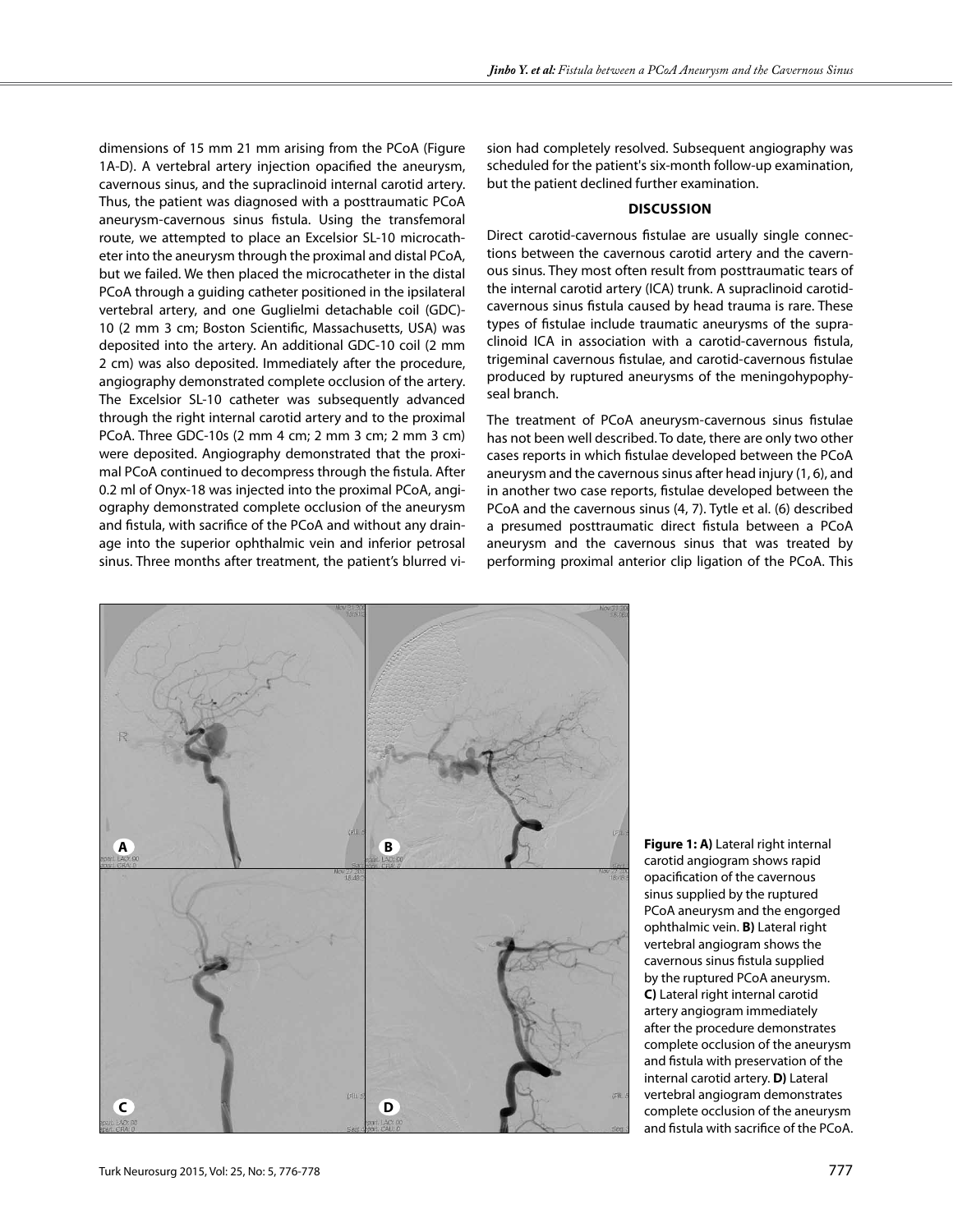dimensions of 15 mm 21 mm arising from the PCoA (Figure 1A-D). A vertebral artery injection opacified the aneurysm, cavernous sinus, and the supraclinoid internal carotid artery. Thus, the patient was diagnosed with a posttraumatic PCoA aneurysm-cavernous sinus fistula. Using the transfemoral route, we attempted to place an Excelsior SL-10 microcatheter into the aneurysm through the proximal and distal PCoA, but we failed. We then placed the microcatheter in the distal PCoA through a guiding catheter positioned in the ipsilateral vertebral artery, and one Guglielmi detachable coil (GDC)-10 (2 mm 3 cm; Boston Scientific, Massachusetts, USA) was deposited into the artery. An additional GDC-10 coil (2 mm 2 cm) was also deposited. Immediately after the procedure, angiography demonstrated complete occlusion of the artery. The Excelsior SL-10 catheter was subsequently advanced through the right internal carotid artery and to the proximal PCoA. Three GDC-10s (2 mm 4 cm; 2 mm 3 cm; 2 mm 3 cm) were deposited. Angiography demonstrated that the proximal PCoA continued to decompress through the fistula. After 0.2 ml of Onyx-18 was injected into the proximal PCoA, angiography demonstrated complete occlusion of the aneurysm and fistula, with sacrifice of the PCoA and without any drainage into the superior ophthalmic vein and inferior petrosal sinus. Three months after treatment, the patient's blurred vision had completely resolved. Subsequent angiography was scheduled for the patient's six-month follow-up examination, but the patient declined further examination.

## DISCUSSION

Direct carotid-cavernous fistulae are usually single connections between the cavernous carotid artery and the cavernous sinus. They most often result from posttraumatic tears of the internal carotid artery (ICA) trunk. A supraclinoid carotid-cavernous sinus fistula caused by head trauma is rare. These types of fistulae include traumatic aneurysms of the supraclinoid ICA in association with a carotid-cavernous fistula, trigeminal cavernous fistulae, and carotid-cavernous fistulae produced by ruptured aneurysms of the meningohypophyseal branch.

The treatment of PCoA aneurysm-cavernous sinus fistulae has not been well described. To date, there are only two other cases reports in which fistulae developed between the PCoA aneurysm and the cavernous sinus after head injury (1, 6), and in another two case reports, fistulae developed between the PCoA and the cavernous sinus (4, 7). Tytle et al. (6) described a presumed posttraumatic direct fistula between a PCoA aneurysm and the cavernous sinus that was treated by performing proximal anterior clip ligation of the PCoA. This

**Figure 1: A)** Lateral right internal carotid angiogram shows rapid opacification of the cavernous sinus supplied by the ruptured PCoA aneurysm and the engorged ophthalmic vein. **B)** Lateral right vertebral angiogram shows the cavernous sinus fistula supplied by the ruptured PCoA aneurysm. **C)** Lateral right internal carotid artery angiogram immediately after the procedure demonstrates complete occlusion of the aneurysm and fistula with preservation of the internal carotid artery. **D)** Lateral vertebral angiogram demonstrates complete occlusion of the aneurysm and fistula with sacrifice of the PCoA.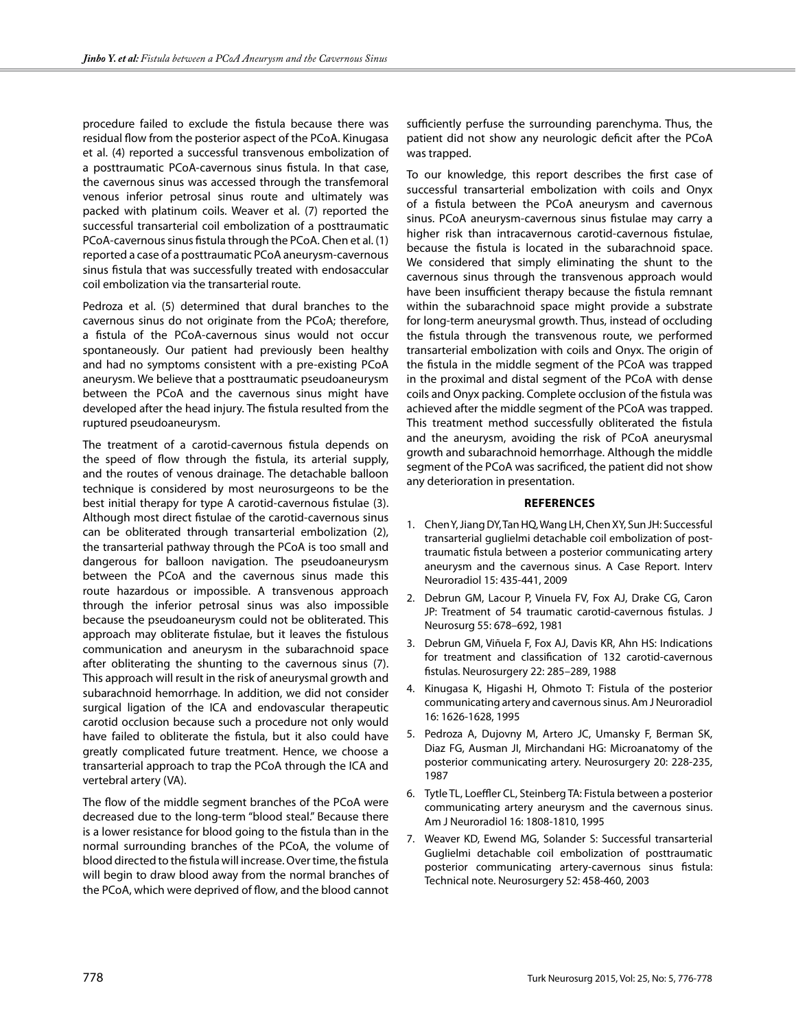procedure failed to exclude the fistula because there was residual flow from the posterior aspect of the PCoA. Kinugasa et al. (4) reported a successful transvenous embolization of a posttraumatic PCoA-cavernous sinus fistula. In that case, the cavernous sinus was accessed through the transfemoral venous inferior petrosal sinus route and ultimately was packed with platinum coils. Weaver et al. (7) reported the successful transarterial coil embolization of a posttraumatic PCoA-cavernous sinus fistula through the PCoA. Chen et al. (1) reported a case of a posttraumatic PCoA aneurysm-cavernous sinus fistula that was successfully treated with endosaccular coil embolization via the transarterial route.

Pedroza et al. (5) determined that dural branches to the cavernous sinus do not originate from the PCoA; therefore, a fistula of the PCoA-cavernous sinus would not occur spontaneously. Our patient had previously been healthy and had no symptoms consistent with a pre-existing PCoA aneurysm. We believe that a posttraumatic pseudoaneurysm between the PCoA and the cavernous sinus might have developed after the head injury. The fistula resulted from the ruptured pseudoaneurysm.

The treatment of a carotid-cavernous fistula depends on the speed of flow through the fistula, its arterial supply, and the routes of venous drainage. The detachable balloon technique is considered by most neurosurgeons to be the best initial therapy for type A carotid-cavernous fistulae (3). Although most direct fistulae of the carotid-cavernous sinus can be obliterated through transarterial embolization (2), the transarterial pathway through the PCoA is too small and dangerous for balloon navigation. The pseudoaneurysm between the PCoA and the cavernous sinus made this route hazardous or impossible. A transvenous approach through the inferior petrosal sinus was also impossible because the pseudoaneurysm could not be obliterated. This approach may obliterate fistulae, but it leaves the fistulous communication and aneurysm in the subarachnoid space after obliterating the shunting to the cavernous sinus (7). This approach will result in the risk of aneurysmal growth and subarachnoid hemorrhage. In addition, we did not consider surgical ligation of the ICA and endovascular therapeutic carotid occlusion because such a procedure not only would have failed to obliterate the fistula, but it also could have greatly complicated future treatment. Hence, we choose a transarterial approach to trap the PCoA through the ICA and vertebral artery (VA).

The flow of the middle segment branches of the PCoA were decreased due to the long-term "blood steal." Because there is a lower resistance for blood going to the fistula than in the normal surrounding branches of the PCoA, the volume of blood directed to the fistula will increase. Over time, the fistula will begin to draw blood away from the normal branches of the PCoA, which were deprived of flow, and the blood cannot sufficiently perfuse the surrounding parenchyma. Thus, the patient did not show any neurologic deficit after the PCoA was trapped.

To our knowledge, this report describes the first case of successful transarterial embolization with coils and Onyx of a fistula between the PCoA aneurysm and cavernous sinus. PCoA aneurysm-cavernous sinus fistulae may carry a higher risk than intracavernous carotid-cavernous fistulae, because the fistula is located in the subarachnoid space. We considered that simply eliminating the shunt to the cavernous sinus through the transvenous approach would have been insufficient therapy because the fistula remnant within the subarachnoid space might provide a substrate for long-term aneurysmal growth. Thus, instead of occluding the fistula through the transvenous route, we performed transarterial embolization with coils and Onyx. The origin of the fistula in the middle segment of the PCoA was trapped in the proximal and distal segment of the PCoA with dense coils and Onyx packing. Complete occlusion of the fistula was achieved after the middle segment of the PCoA was trapped. This treatment method successfully obliterated the fistula and the aneurysm, avoiding the risk of PCoA aneurysmal growth and subarachnoid hemorrhage. Although the middle segment of the PCoA was sacrificed, the patient did not show any deterioration in presentation.

## REFERENCES

1. Chen Y, Jiang DY, Tan HQ, Wang LH, Chen XY, Sun JH: Successful transarterial guglielmi detachable coil embolization of post-traumatic fistula between a posterior communicating artery aneurysm and the cavernous sinus. A Case Report. Interv Neuroradiol 15: 435-441, 2009
2. Debrun GM, Lacour P, Vinuela FV, Fox AJ, Drake CG, Caron JP: Treatment of 54 traumatic carotid-cavernous fistulas. J Neurosurg 55: 678–692, 1981
3. Debrun GM, Viñuela F, Fox AJ, Davis KR, Ahn HS: Indications for treatment and classification of 132 carotid-cavernous fistulas. Neurosurgery 22: 285–289, 1988
4. Kinugasa K, Higashi H, Ohmoto T: Fistula of the posterior communicating artery and cavernous sinus. Am J Neuroradiol 16: 1626-1628, 1995
5. Pedroza A, Dujovny M, Artero JC, Umansky F, Berman SK, Diaz FG, Ausman JI, Mirchandani HG: Microanatomy of the posterior communicating artery. Neurosurgery 20: 228-235, 1987
6. Tytle TL, Loeffler CL, Steinberg TA: Fistula between a posterior communicating artery aneurysm and the cavernous sinus. Am J Neuroradiol 16: 1808-1810, 1995
7. Weaver KD, Ewend MG, Solander S: Successful transarterial Guglielmi detachable coil embolization of posttraumatic posterior communicating artery-cavernous sinus fistula: Technical note. Neurosurgery 52: 458-460, 2003